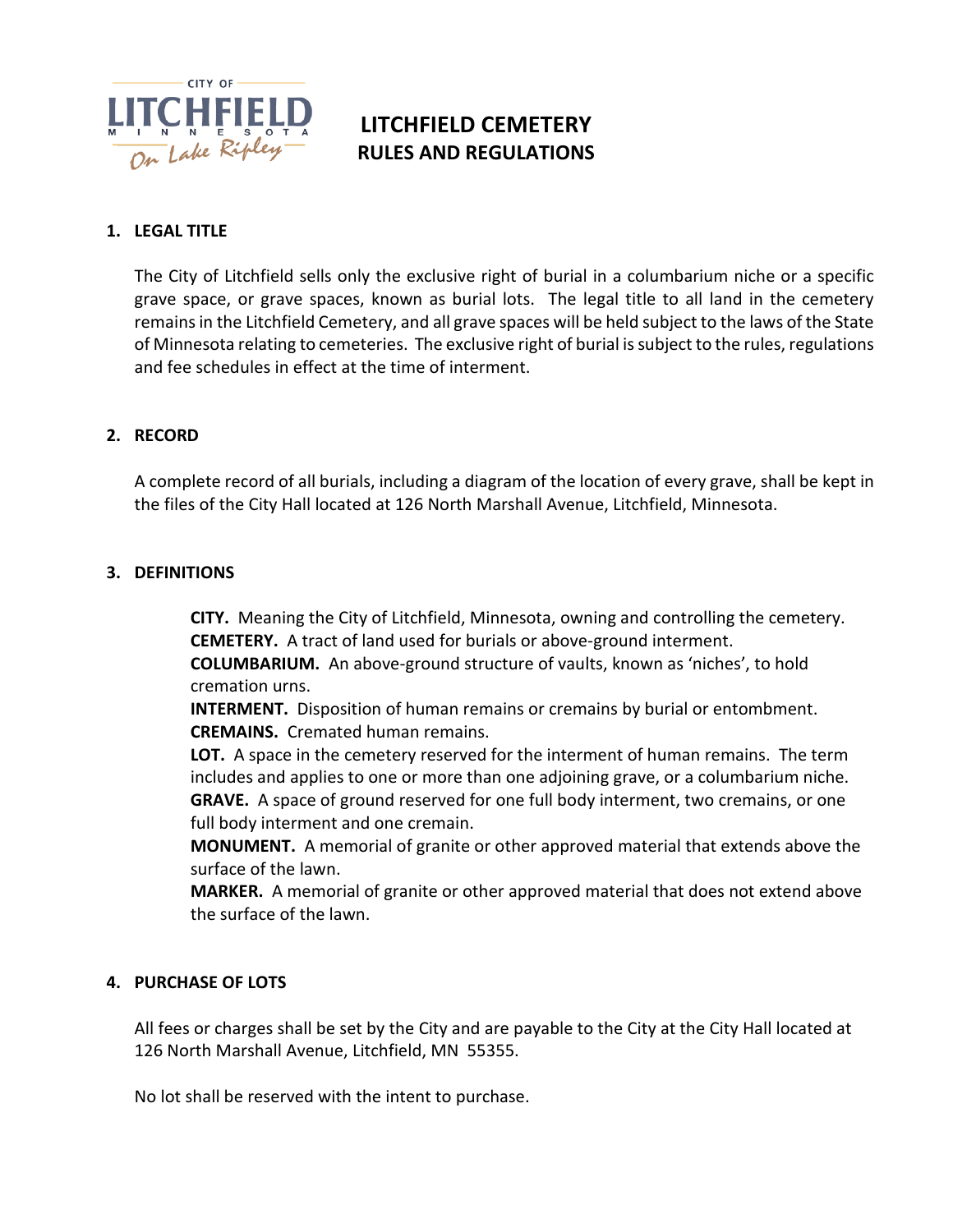# LITCHFIELD CEMETERY RULES AND REGULATIONS

## 1. LEGAL TITLE

The City of Litchfield sells only the exclusive right of burial in a columbarium niche or a specific grave space, or grave spaces, known as burial lots. The legal title to all land in the cemetery remains in the Litchfield Cemetery, and all grave spaces will be held subject to the laws of the State of Minnesota relating to cemeteries. The exclusive right of burial is subject to the rules, regulations and fee schedules in effect at the time of interment.

## 2. RECORD

A complete record of all burials, including a diagram of the location of every grave, shall be kept in the files of the City Hall located at 126 North Marshall Avenue, Litchfield, Minnesota.

## 3. DEFINITIONS

**CITY.** Meaning the City of Litchfield, Minnesota, owning and controlling the cemetery.
**CEMETERY.** A tract of land used for burials or above-ground interment.
**COLUMBARIUM.** An above-ground structure of vaults, known as 'niches', to hold cremation urns.
**INTERMENT.** Disposition of human remains or cremains by burial or entombment.
**CREMAINS.** Cremated human remains.
**LOT.** A space in the cemetery reserved for the interment of human remains. The term includes and applies to one or more than one adjoining grave, or a columbarium niche.
**GRAVE.** A space of ground reserved for one full body interment, two cremains, or one full body interment and one cremain.
**MONUMENT.** A memorial of granite or other approved material that extends above the surface of the lawn.
**MARKER.** A memorial of granite or other approved material that does not extend above the surface of the lawn.

## 4. PURCHASE OF LOTS

All fees or charges shall be set by the City and are payable to the City at the City Hall located at 126 North Marshall Avenue, Litchfield, MN 55355.

No lot shall be reserved with the intent to purchase.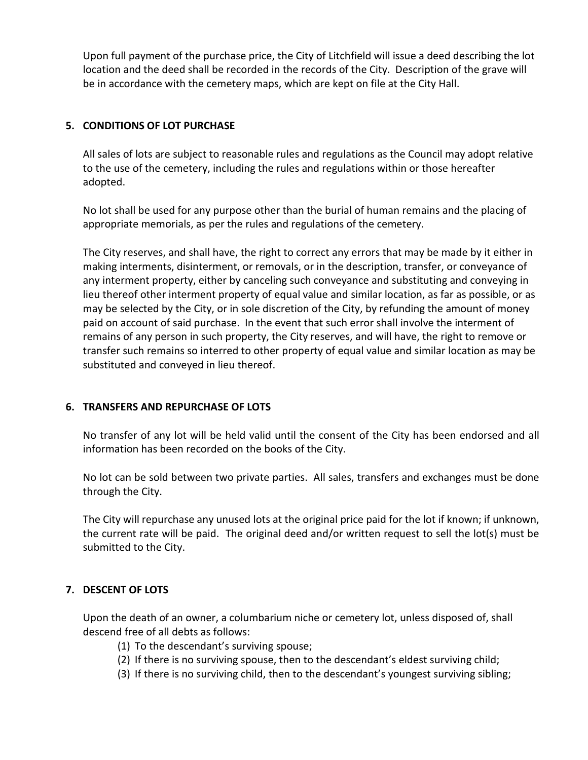Upon full payment of the purchase price, the City of Litchfield will issue a deed describing the lot location and the deed shall be recorded in the records of the City. Description of the grave will be in accordance with the cemetery maps, which are kept on file at the City Hall.

## 5. CONDITIONS OF LOT PURCHASE

All sales of lots are subject to reasonable rules and regulations as the Council may adopt relative to the use of the cemetery, including the rules and regulations within or those hereafter adopted.

No lot shall be used for any purpose other than the burial of human remains and the placing of appropriate memorials, as per the rules and regulations of the cemetery.

The City reserves, and shall have, the right to correct any errors that may be made by it either in making interments, disinterment, or removals, or in the description, transfer, or conveyance of any interment property, either by canceling such conveyance and substituting and conveying in lieu thereof other interment property of equal value and similar location, as far as possible, or as may be selected by the City, or in sole discretion of the City, by refunding the amount of money paid on account of said purchase. In the event that such error shall involve the interment of remains of any person in such property, the City reserves, and will have, the right to remove or transfer such remains so interred to other property of equal value and similar location as may be substituted and conveyed in lieu thereof.

## 6. TRANSFERS AND REPURCHASE OF LOTS

No transfer of any lot will be held valid until the consent of the City has been endorsed and all information has been recorded on the books of the City.

No lot can be sold between two private parties. All sales, transfers and exchanges must be done through the City.

The City will repurchase any unused lots at the original price paid for the lot if known; if unknown, the current rate will be paid. The original deed and/or written request to sell the lot(s) must be submitted to the City.

## 7. DESCENT OF LOTS

Upon the death of an owner, a columbarium niche or cemetery lot, unless disposed of, shall descend free of all debts as follows:

(1) To the descendant's surviving spouse;
(2) If there is no surviving spouse, then to the descendant's eldest surviving child;
(3) If there is no surviving child, then to the descendant's youngest surviving sibling;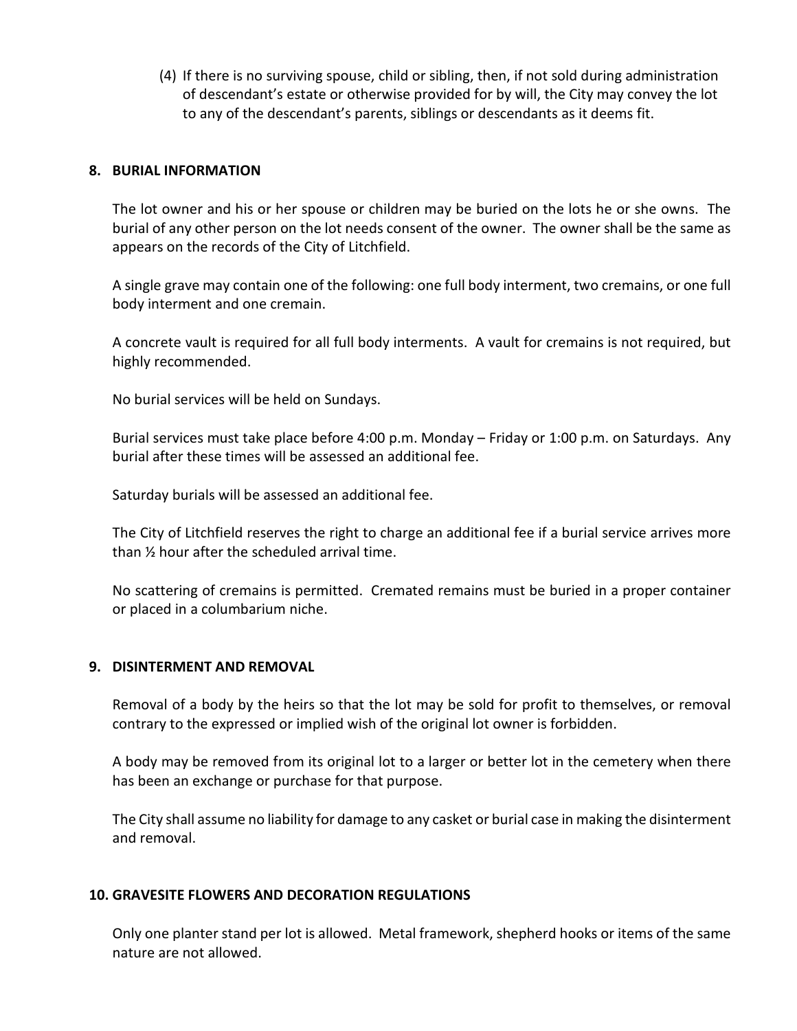(4) If there is no surviving spouse, child or sibling, then, if not sold during administration of descendant's estate or otherwise provided for by will, the City may convey the lot to any of the descendant's parents, siblings or descendants as it deems fit.

## 8. BURIAL INFORMATION

The lot owner and his or her spouse or children may be buried on the lots he or she owns. The burial of any other person on the lot needs consent of the owner. The owner shall be the same as appears on the records of the City of Litchfield.

A single grave may contain one of the following: one full body interment, two cremains, or one full body interment and one cremain.

A concrete vault is required for all full body interments. A vault for cremains is not required, but highly recommended.

No burial services will be held on Sundays.

Burial services must take place before 4:00 p.m. Monday – Friday or 1:00 p.m. on Saturdays. Any burial after these times will be assessed an additional fee.

Saturday burials will be assessed an additional fee.

The City of Litchfield reserves the right to charge an additional fee if a burial service arrives more than ½ hour after the scheduled arrival time.

No scattering of cremains is permitted. Cremated remains must be buried in a proper container or placed in a columbarium niche.

## 9. DISINTERMENT AND REMOVAL

Removal of a body by the heirs so that the lot may be sold for profit to themselves, or removal contrary to the expressed or implied wish of the original lot owner is forbidden.

A body may be removed from its original lot to a larger or better lot in the cemetery when there has been an exchange or purchase for that purpose.

The City shall assume no liability for damage to any casket or burial case in making the disinterment and removal.

## 10. GRAVESITE FLOWERS AND DECORATION REGULATIONS

Only one planter stand per lot is allowed. Metal framework, shepherd hooks or items of the same nature are not allowed.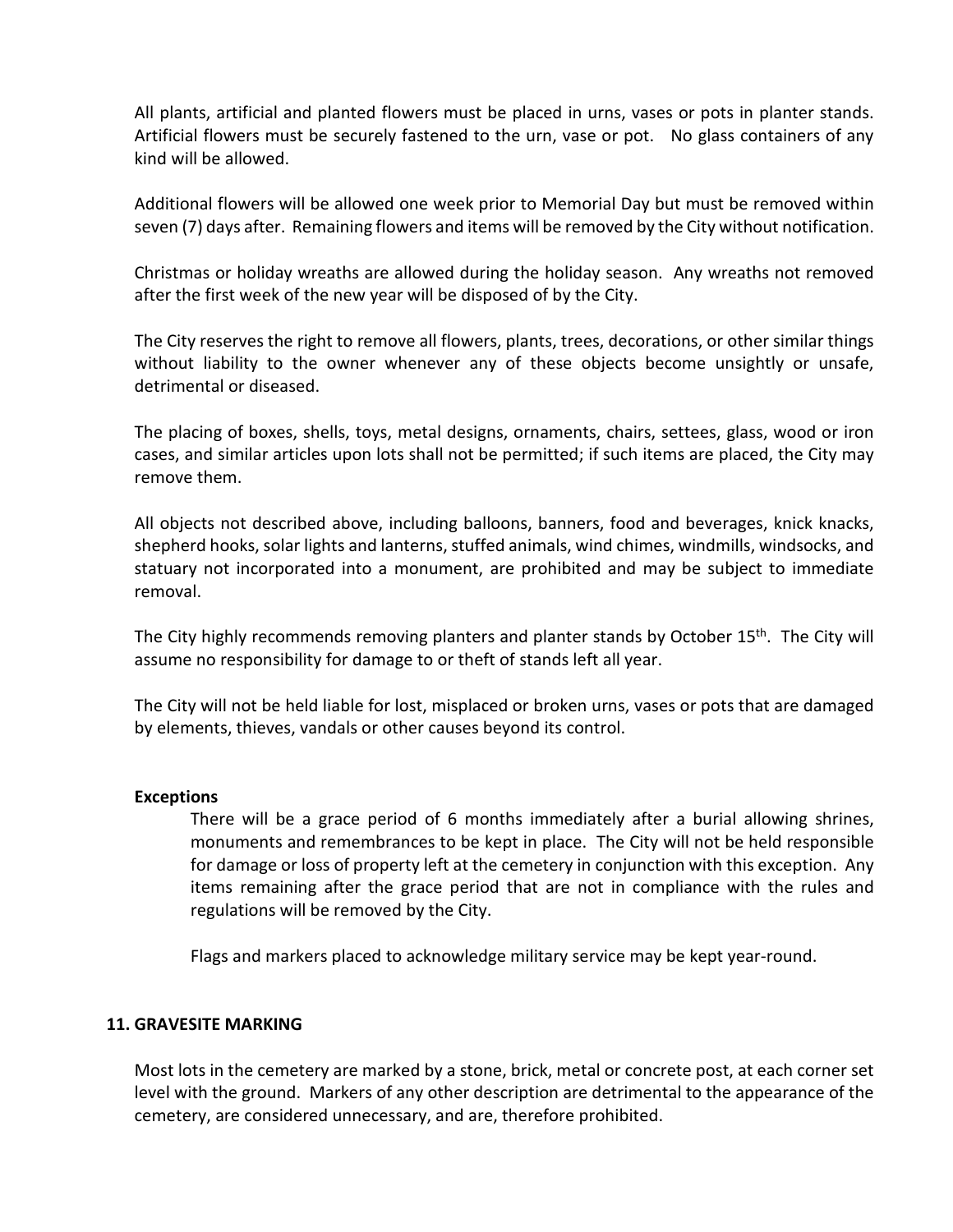All plants, artificial and planted flowers must be placed in urns, vases or pots in planter stands. Artificial flowers must be securely fastened to the urn, vase or pot. No glass containers of any kind will be allowed.

Additional flowers will be allowed one week prior to Memorial Day but must be removed within seven (7) days after. Remaining flowers and items will be removed by the City without notification.

Christmas or holiday wreaths are allowed during the holiday season. Any wreaths not removed after the first week of the new year will be disposed of by the City.

The City reserves the right to remove all flowers, plants, trees, decorations, or other similar things without liability to the owner whenever any of these objects become unsightly or unsafe, detrimental or diseased.

The placing of boxes, shells, toys, metal designs, ornaments, chairs, settees, glass, wood or iron cases, and similar articles upon lots shall not be permitted; if such items are placed, the City may remove them.

All objects not described above, including balloons, banners, food and beverages, knick knacks, shepherd hooks, solar lights and lanterns, stuffed animals, wind chimes, windmills, windsocks, and statuary not incorporated into a monument, are prohibited and may be subject to immediate removal.

The City highly recommends removing planters and planter stands by October 15th. The City will assume no responsibility for damage to or theft of stands left all year.

The City will not be held liable for lost, misplaced or broken urns, vases or pots that are damaged by elements, thieves, vandals or other causes beyond its control.

**Exceptions**

There will be a grace period of 6 months immediately after a burial allowing shrines, monuments and remembrances to be kept in place. The City will not be held responsible for damage or loss of property left at the cemetery in conjunction with this exception. Any items remaining after the grace period that are not in compliance with the rules and regulations will be removed by the City.

Flags and markers placed to acknowledge military service may be kept year-round.

## 11. GRAVESITE MARKING

Most lots in the cemetery are marked by a stone, brick, metal or concrete post, at each corner set level with the ground. Markers of any other description are detrimental to the appearance of the cemetery, are considered unnecessary, and are, therefore prohibited.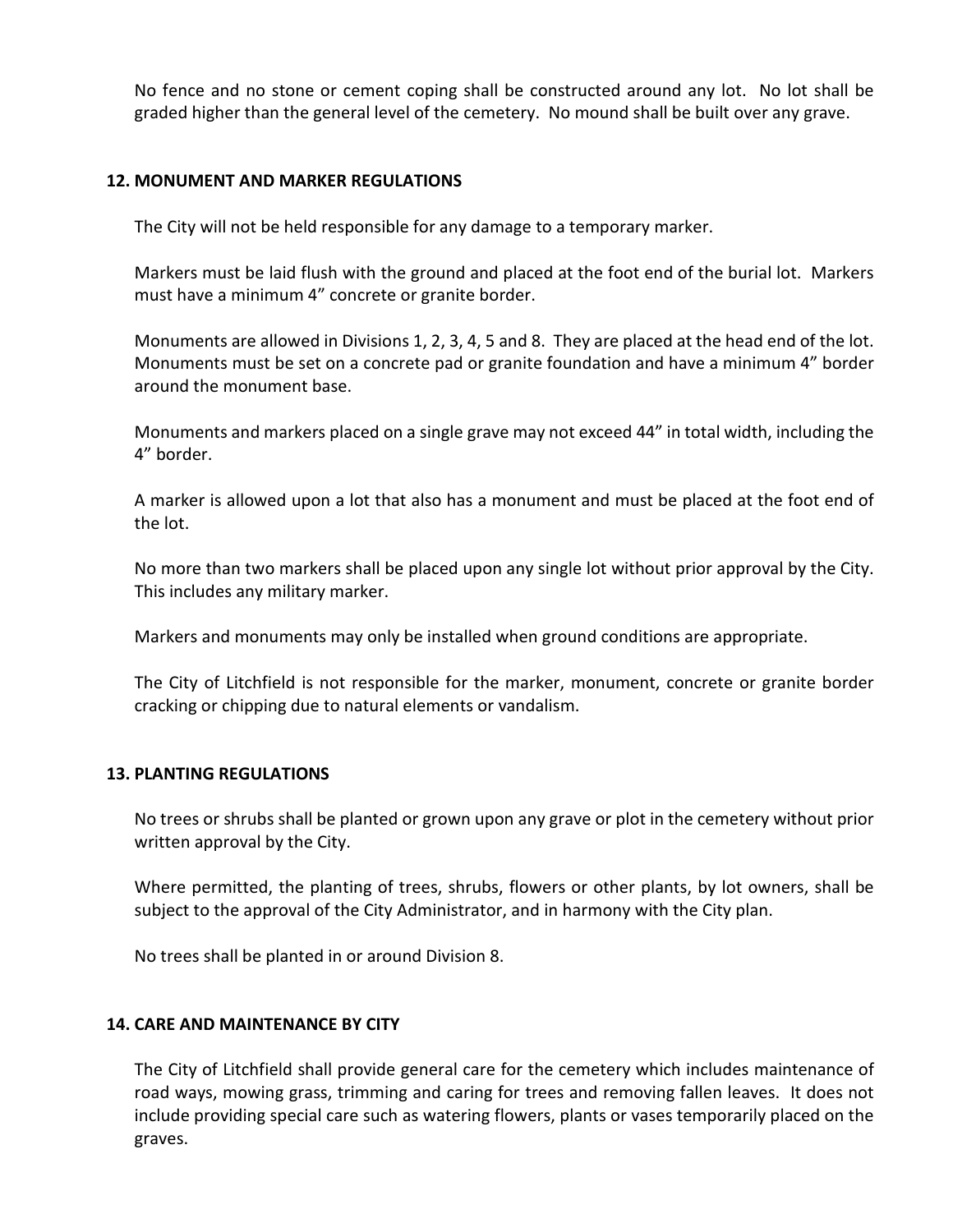No fence and no stone or cement coping shall be constructed around any lot. No lot shall be graded higher than the general level of the cemetery. No mound shall be built over any grave.

**12. MONUMENT AND MARKER REGULATIONS**

The City will not be held responsible for any damage to a temporary marker.

Markers must be laid flush with the ground and placed at the foot end of the burial lot. Markers must have a minimum 4" concrete or granite border.

Monuments are allowed in Divisions 1, 2, 3, 4, 5 and 8. They are placed at the head end of the lot. Monuments must be set on a concrete pad or granite foundation and have a minimum 4" border around the monument base.

Monuments and markers placed on a single grave may not exceed 44" in total width, including the 4" border.

A marker is allowed upon a lot that also has a monument and must be placed at the foot end of the lot.

No more than two markers shall be placed upon any single lot without prior approval by the City. This includes any military marker.

Markers and monuments may only be installed when ground conditions are appropriate.

The City of Litchfield is not responsible for the marker, monument, concrete or granite border cracking or chipping due to natural elements or vandalism.

**13. PLANTING REGULATIONS**

No trees or shrubs shall be planted or grown upon any grave or plot in the cemetery without prior written approval by the City.

Where permitted, the planting of trees, shrubs, flowers or other plants, by lot owners, shall be subject to the approval of the City Administrator, and in harmony with the City plan.

No trees shall be planted in or around Division 8.

**14. CARE AND MAINTENANCE BY CITY**

The City of Litchfield shall provide general care for the cemetery which includes maintenance of road ways, mowing grass, trimming and caring for trees and removing fallen leaves. It does not include providing special care such as watering flowers, plants or vases temporarily placed on the graves.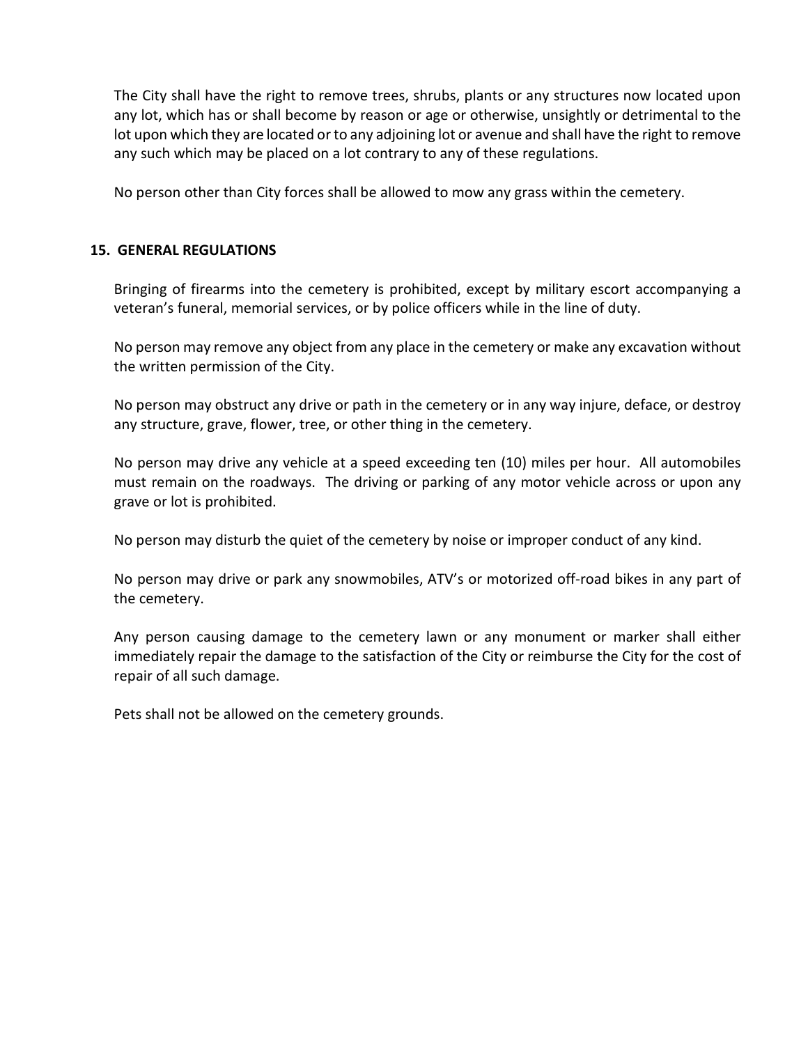The City shall have the right to remove trees, shrubs, plants or any structures now located upon any lot, which has or shall become by reason or age or otherwise, unsightly or detrimental to the lot upon which they are located or to any adjoining lot or avenue and shall have the right to remove any such which may be placed on a lot contrary to any of these regulations.

No person other than City forces shall be allowed to mow any grass within the cemetery.

## 15. GENERAL REGULATIONS

Bringing of firearms into the cemetery is prohibited, except by military escort accompanying a veteran's funeral, memorial services, or by police officers while in the line of duty.

No person may remove any object from any place in the cemetery or make any excavation without the written permission of the City.

No person may obstruct any drive or path in the cemetery or in any way injure, deface, or destroy any structure, grave, flower, tree, or other thing in the cemetery.

No person may drive any vehicle at a speed exceeding ten (10) miles per hour. All automobiles must remain on the roadways. The driving or parking of any motor vehicle across or upon any grave or lot is prohibited.

No person may disturb the quiet of the cemetery by noise or improper conduct of any kind.

No person may drive or park any snowmobiles, ATV's or motorized off-road bikes in any part of the cemetery.

Any person causing damage to the cemetery lawn or any monument or marker shall either immediately repair the damage to the satisfaction of the City or reimburse the City for the cost of repair of all such damage.

Pets shall not be allowed on the cemetery grounds.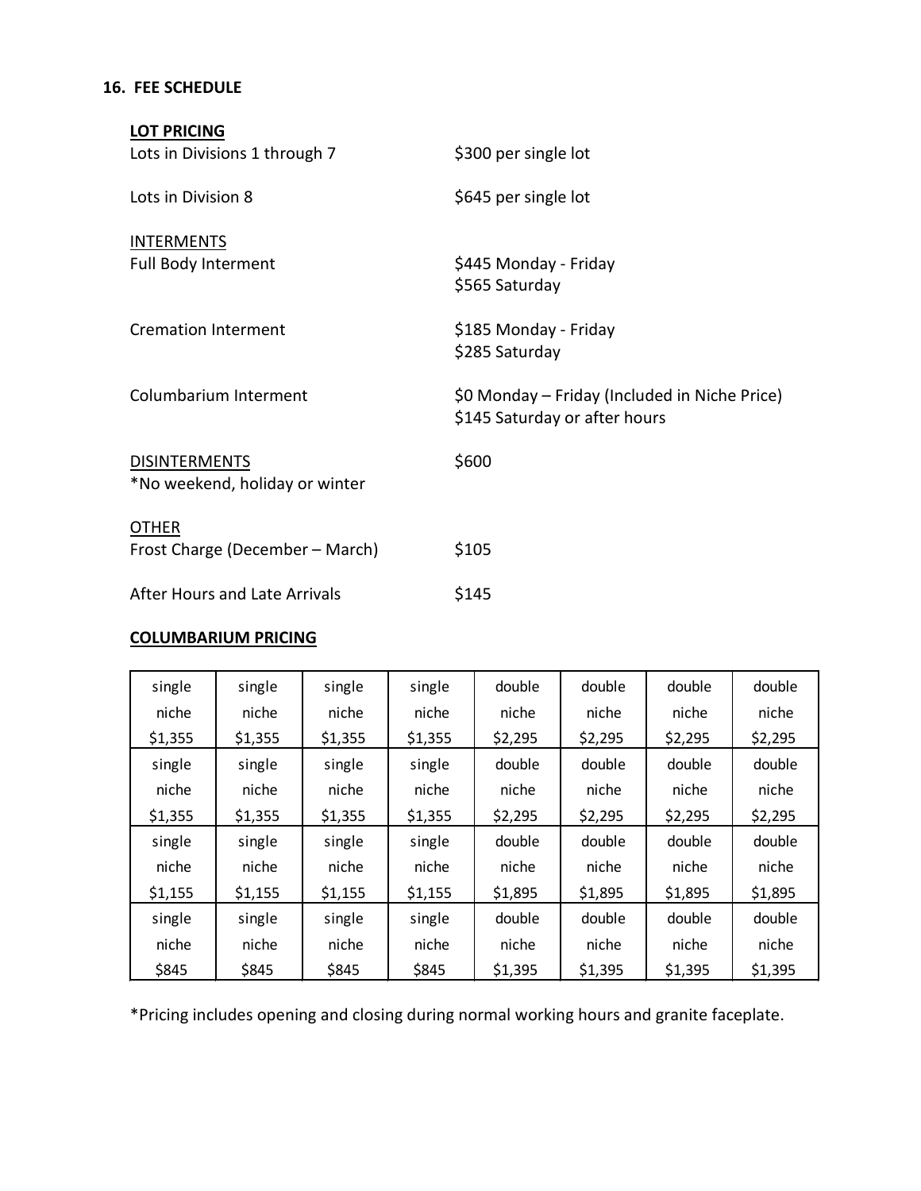## 16. FEE SCHEDULE

**LOT PRICING**

| | |
|---|---|
| Lots in Divisions 1 through 7 | $300 per single lot |
| Lots in Division 8 | $645 per single lot |
| INTERMENTS | |
| Full Body Interment | $445 Monday - Friday<br>$565 Saturday |
| Cremation Interment | $185 Monday - Friday<br>$285 Saturday |
| Columbarium Interment | $0 Monday – Friday (Included in Niche Price)<br>$145 Saturday or after hours |
| DISINTERMENTS<br>*No weekend, holiday or winter | $600 |
| OTHER | |
| Frost Charge (December – March) | $105 |
| After Hours and Late Arrivals | $145 |

**COLUMBARIUM PRICING**

| | | | | | | | |
|---|---|---|---|---|---|---|---|
| single niche $1,355 | single niche $1,355 | single niche $1,355 | single niche $1,355 | double niche $2,295 | double niche $2,295 | double niche $2,295 | double niche $2,295 |
| single niche $1,355 | single niche $1,355 | single niche $1,355 | single niche $1,355 | double niche $2,295 | double niche $2,295 | double niche $2,295 | double niche $2,295 |
| single niche $1,155 | single niche $1,155 | single niche $1,155 | single niche $1,155 | double niche $1,895 | double niche $1,895 | double niche $1,895 | double niche $1,895 |
| single niche $845 | single niche $845 | single niche $845 | single niche $845 | double niche $1,395 | double niche $1,395 | double niche $1,395 | double niche $1,395 |

*Pricing includes opening and closing during normal working hours and granite faceplate.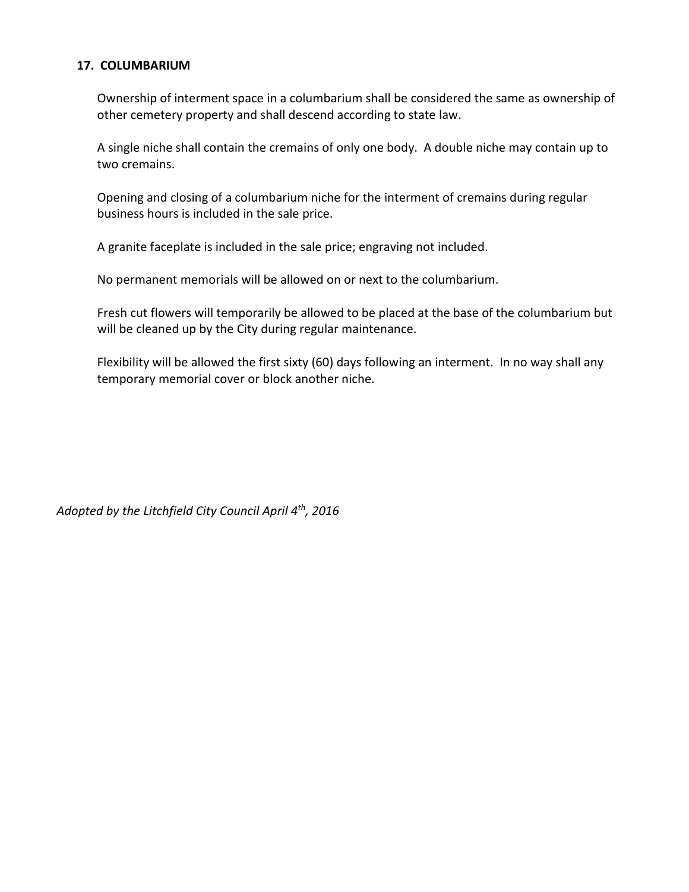**17. COLUMBARIUM**

Ownership of interment space in a columbarium shall be considered the same as ownership of other cemetery property and shall descend according to state law.

A single niche shall contain the cremains of only one body. A double niche may contain up to two cremains.

Opening and closing of a columbarium niche for the interment of cremains during regular business hours is included in the sale price.

A granite faceplate is included in the sale price; engraving not included.

No permanent memorials will be allowed on or next to the columbarium.

Fresh cut flowers will temporarily be allowed to be placed at the base of the columbarium but will be cleaned up by the City during regular maintenance.

Flexibility will be allowed the first sixty (60) days following an interment. In no way shall any temporary memorial cover or block another niche.

*Adopted by the Litchfield City Council April 4th, 2016*